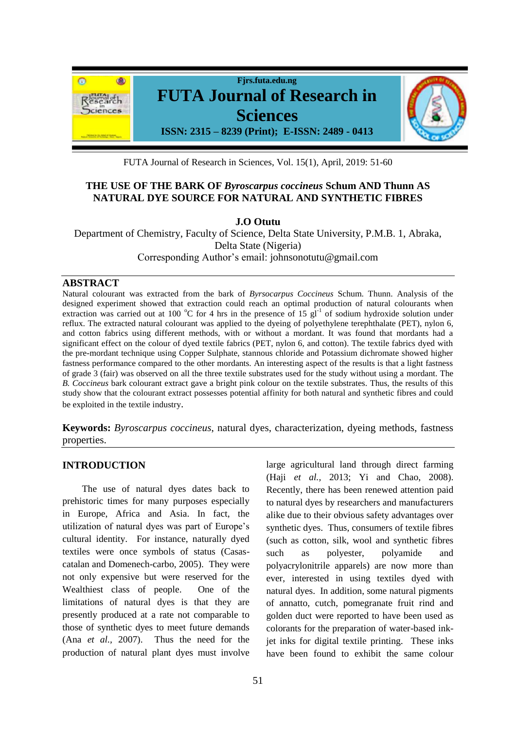# THE USE OF THE BARK OF *Byroscarpus coccineus* Schum AND Thunn AS NATURAL DYE SOURCE FOR NATURAL AND SYNTHETIC FIBRES

**J.O Otutu**

Department of Chemistry, Faculty of Science, Delta State University, P.M.B. 1, Abraka, Delta State (Nigeria)

Corresponding Author's email: johnsonotutu@gmail.com

## ABSTRACT

Natural colourant was extracted from the bark of *Byrsocarpus Coccineus* Schum. Thunn. Analysis of the designed experiment showed that extraction could reach an optimal production of natural colourants when extraction was carried out at 100 $^oC$ for 4 hrs in the presence of 15 $gl^{-1}$ of sodium hydroxide solution under reflux. The extracted natural colourant was applied to the dyeing of polyethylene terephthalate (PET), nylon 6, and cotton fabrics using different methods, with or without a mordant. It was found that mordants had a significant effect on the colour of dyed textile fabrics (PET, nylon 6, and cotton). The textile fabrics dyed with the pre-mordant technique using Copper Sulphate, stannous chloride and Potassium dichromate showed higher fastness performance compared to the other mordants. An interesting aspect of the results is that a light fastness of grade 3 (fair) was observed on all the three textile substrates used for the study without using a mordant. The *B. Coccineus* bark colourant extract gave a bright pink colour on the textile substrates. Thus, the results of this study show that the colourant extract possesses potential affinity for both natural and synthetic fibres and could be exploited in the textile industry.

**Keywords:** *Byroscarpus coccineus*, natural dyes, characterization, dyeing methods, fastness properties.

## INTRODUCTION

The use of natural dyes dates back to prehistoric times for many purposes especially in Europe, Africa and Asia. In fact, the utilization of natural dyes was part of Europe's cultural identity. For instance, naturally dyed textiles were once symbols of status (Casas-catalan and Domenech-carbo, 2005). They were not only expensive but were reserved for the Wealthiest class of people. One of the limitations of natural dyes is that they are presently produced at a rate not comparable to those of synthetic dyes to meet future demands (Ana *et al.,* 2007). Thus the need for the production of natural plant dyes must involve large agricultural land through direct farming (Haji *et al.,* 2013; Yi and Chao, 2008). Recently, there has been renewed attention paid to natural dyes by researchers and manufacturers alike due to their obvious safety advantages over synthetic dyes. Thus, consumers of textile fibres (such as cotton, silk, wool and synthetic fibres such as polyester, polyamide and polyacrylonitrile apparels) are now more than ever, interested in using textiles dyed with natural dyes. In addition, some natural pigments of annatto, cutch, pomegranate fruit rind and golden duct were reported to have been used as colorants for the preparation of water-based ink-jet inks for digital textile printing. These inks have been found to exhibit the same colour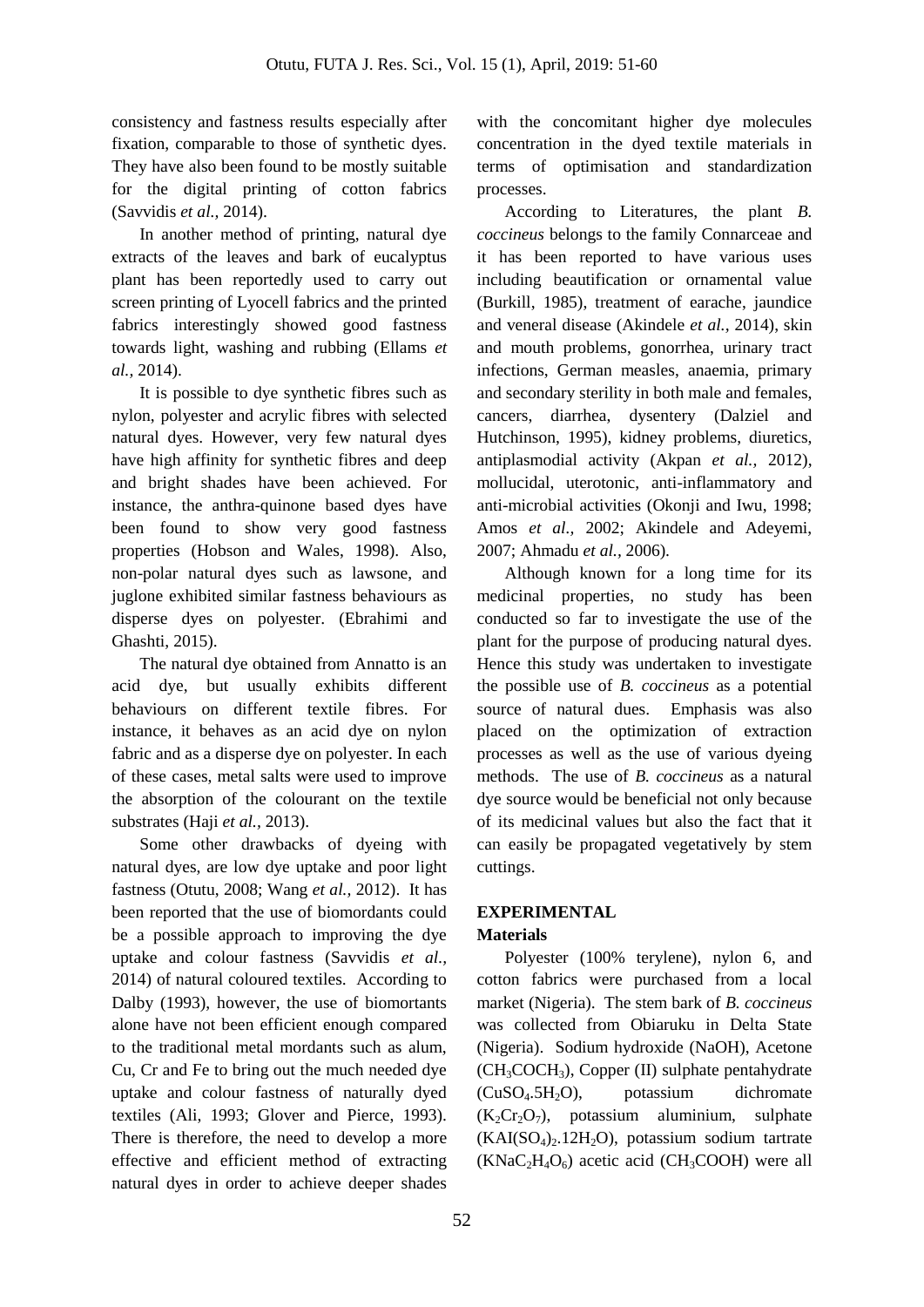consistency and fastness results especially after fixation, comparable to those of synthetic dyes. They have also been found to be mostly suitable for the digital printing of cotton fabrics (Savvidis *et al.,* 2014).

In another method of printing, natural dye extracts of the leaves and bark of eucalyptus plant has been reportedly used to carry out screen printing of Lyocell fabrics and the printed fabrics interestingly showed good fastness towards light, washing and rubbing (Ellams *et al.,* 2014).

It is possible to dye synthetic fibres such as nylon, polyester and acrylic fibres with selected natural dyes. However, very few natural dyes have high affinity for synthetic fibres and deep and bright shades have been achieved. For instance, the anthra-quinone based dyes have been found to show very good fastness properties (Hobson and Wales, 1998). Also, non-polar natural dyes such as lawsone, and juglone exhibited similar fastness behaviours as disperse dyes on polyester. (Ebrahimi and Ghashti, 2015).

The natural dye obtained from Annatto is an acid dye, but usually exhibits different behaviours on different textile fibres. For instance, it behaves as an acid dye on nylon fabric and as a disperse dye on polyester. In each of these cases, metal salts were used to improve the absorption of the colourant on the textile substrates (Haji *et al.,* 2013).

Some other drawbacks of dyeing with natural dyes, are low dye uptake and poor light fastness (Otutu, 2008; Wang *et al.,* 2012). It has been reported that the use of biomordants could be a possible approach to improving the dye uptake and colour fastness (Savvidis *et al.,* 2014) of natural coloured textiles. According to Dalby (1993), however, the use of biomortants alone have not been efficient enough compared to the traditional metal mordants such as alum, Cu, Cr and Fe to bring out the much needed dye uptake and colour fastness of naturally dyed textiles (Ali, 1993; Glover and Pierce, 1993). There is therefore, the need to develop a more effective and efficient method of extracting natural dyes in order to achieve deeper shades with the concomitant higher dye molecules concentration in the dyed textile materials in terms of optimisation and standardization processes.

According to Literatures, the plant *B. coccineus* belongs to the family Connarceae and it has been reported to have various uses including beautification or ornamental value (Burkill, 1985), treatment of earache, jaundice and veneral disease (Akindele *et al.,* 2014), skin and mouth problems, gonorrhea, urinary tract infections, German measles, anaemia, primary and secondary sterility in both male and females, cancers, diarrhea, dysentery (Dalziel and Hutchinson, 1995), kidney problems, diuretics, antiplasmodial activity (Akpan *et al.,* 2012), mollucidal, uterotonic, anti-inflammatory and anti-microbial activities (Okonji and Iwu, 1998; Amos *et al.,* 2002; Akindele and Adeyemi, 2007; Ahmadu *et al.,* 2006).

Although known for a long time for its medicinal properties, no study has been conducted so far to investigate the use of the plant for the purpose of producing natural dyes. Hence this study was undertaken to investigate the possible use of *B. coccineus* as a potential source of natural dues. Emphasis was also placed on the optimization of extraction processes as well as the use of various dyeing methods. The use of *B. coccineus* as a natural dye source would be beneficial not only because of its medicinal values but also the fact that it can easily be propagated vegetatively by stem cuttings.

## EXPERIMENTAL

### Materials

Polyester (100% terylene), nylon 6, and cotton fabrics were purchased from a local market (Nigeria). The stem bark of *B. coccineus* was collected from Obiaruku in Delta State (Nigeria). Sodium hydroxide (NaOH), Acetone ($CH_3COCH_3$), Copper (II) sulphate pentahydrate ($CuSO_4.5H_2O$), potassium dichromate ($K_2Cr_2O_7$), potassium aluminium, sulphate ($KAI(SO_4)_2.12H_2O$), potassium sodium tartrate ($KNaC_2H_4O_6$) acetic acid ($CH_3COOH$) were all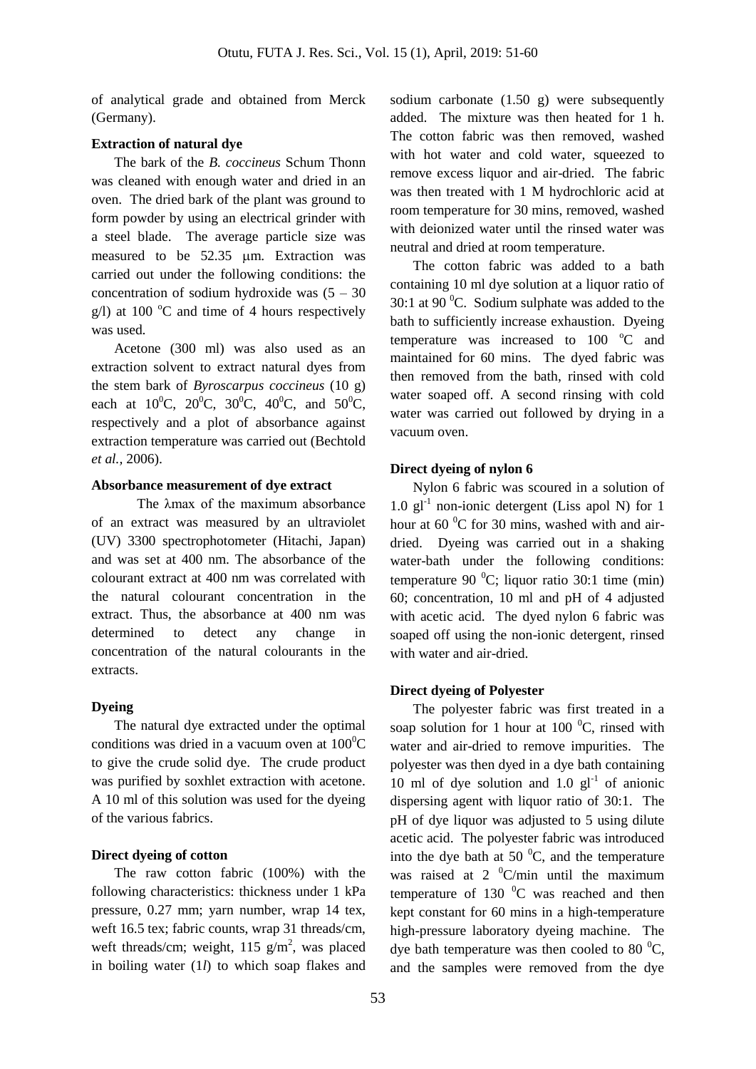of analytical grade and obtained from Merck (Germany).

**Extraction of natural dye**

The bark of the *B. coccineus* Schum Thonn was cleaned with enough water and dried in an oven. The dried bark of the plant was ground to form powder by using an electrical grinder with a steel blade. The average particle size was measured to be 52.35 μm. Extraction was carried out under the following conditions: the concentration of sodium hydroxide was (5 – 30 g/l) at 100 °C and time of 4 hours respectively was used.

Acetone (300 ml) was also used as an extraction solvent to extract natural dyes from the stem bark of *Byroscarpus coccineus* (10 g) each at $10^0$C, $20^0$C, $30^0$C, $40^0$C, and $50^0$C, respectively and a plot of absorbance against extraction temperature was carried out (Bechtold *et al.*, 2006).

**Absorbance measurement of dye extract**

The λmax of the maximum absorbance of an extract was measured by an ultraviolet (UV) 3300 spectrophotometer (Hitachi, Japan) and was set at 400 nm. The absorbance of the colourant extract at 400 nm was correlated with the natural colourant concentration in the extract. Thus, the absorbance at 400 nm was determined to detect any change in concentration of the natural colourants in the extracts.

**Dyeing**

The natural dye extracted under the optimal conditions was dried in a vacuum oven at $100^0$C to give the crude solid dye. The crude product was purified by soxhlet extraction with acetone. A 10 ml of this solution was used for the dyeing of the various fabrics.

**Direct dyeing of cotton**

The raw cotton fabric (100%) with the following characteristics: thickness under 1 kPa pressure, 0.27 mm; yarn number, wrap 14 tex, weft 16.5 tex; fabric counts, wrap 31 threads/cm, weft threads/cm; weight, 115 g/m$^2$, was placed in boiling water (1*l*) to which soap flakes and sodium carbonate (1.50 g) were subsequently added. The mixture was then heated for 1 h. The cotton fabric was then removed, washed with hot water and cold water, squeezed to remove excess liquor and air-dried. The fabric was then treated with 1 M hydrochloric acid at room temperature for 30 mins, removed, washed with deionized water until the rinsed water was neutral and dried at room temperature.

The cotton fabric was added to a bath containing 10 ml dye solution at a liquor ratio of 30:1 at 90 $^0$C. Sodium sulphate was added to the bath to sufficiently increase exhaustion. Dyeing temperature was increased to 100 °C and maintained for 60 mins. The dyed fabric was then removed from the bath, rinsed with cold water soaped off. A second rinsing with cold water was carried out followed by drying in a vacuum oven.

**Direct dyeing of nylon 6**

Nylon 6 fabric was scoured in a solution of 1.0 gl$^{-1}$ non-ionic detergent (Liss apol N) for 1 hour at 60 $^0$C for 30 mins, washed with and air-dried. Dyeing was carried out in a shaking water-bath under the following conditions: temperature 90 $^0$C; liquor ratio 30:1 time (min) 60; concentration, 10 ml and pH of 4 adjusted with acetic acid. The dyed nylon 6 fabric was soaped off using the non-ionic detergent, rinsed with water and air-dried.

**Direct dyeing of Polyester**

The polyester fabric was first treated in a soap solution for 1 hour at 100 $^0$C, rinsed with water and air-dried to remove impurities. The polyester was then dyed in a dye bath containing 10 ml of dye solution and 1.0 gl$^{-1}$ of anionic dispersing agent with liquor ratio of 30:1. The pH of dye liquor was adjusted to 5 using dilute acetic acid. The polyester fabric was introduced into the dye bath at 50 $^0$C, and the temperature was raised at 2 $^0$C/min until the maximum temperature of 130 $^0$C was reached and then kept constant for 60 mins in a high-temperature high-pressure laboratory dyeing machine. The dye bath temperature was then cooled to 80 $^0$C, and the samples were removed from the dye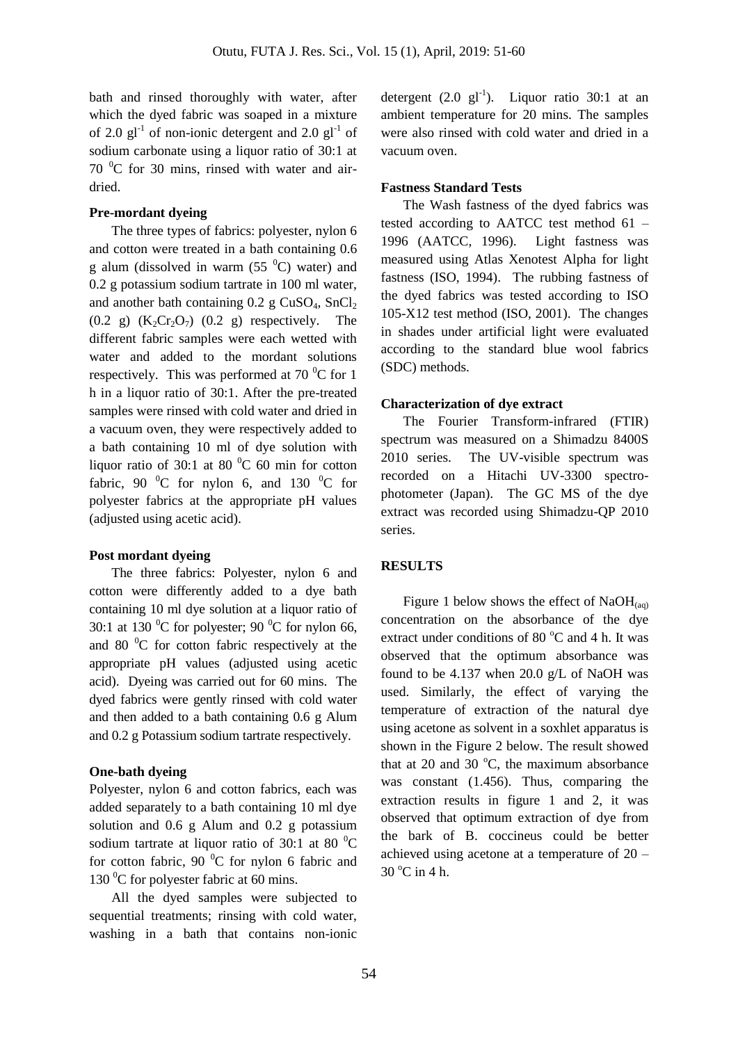bath and rinsed thoroughly with water, after which the dyed fabric was soaped in a mixture of 2.0 $gl^{-1}$ of non-ionic detergent and 2.0 $gl^{-1}$ of sodium carbonate using a liquor ratio of 30:1 at 70 $^{0}C$ for 30 mins, rinsed with water and air-dried.

**Pre-mordant dyeing**

The three types of fabrics: polyester, nylon 6 and cotton were treated in a bath containing 0.6 g alum (dissolved in warm (55 $^{0}C$) water) and 0.2 g potassium sodium tartrate in 100 ml water, and another bath containing 0.2 g $CuSO_4$, $SnCl_2$ (0.2 g) ($K_2Cr_2O_7$) (0.2 g) respectively. The different fabric samples were each wetted with water and added to the mordant solutions respectively. This was performed at 70 $^{0}C$ for 1 h in a liquor ratio of 30:1. After the pre-treated samples were rinsed with cold water and dried in a vacuum oven, they were respectively added to a bath containing 10 ml of dye solution with liquor ratio of 30:1 at 80 $^{0}C$ 60 min for cotton fabric, 90 $^{0}C$ for nylon 6, and 130 $^{0}C$ for polyester fabrics at the appropriate pH values (adjusted using acetic acid).

**Post mordant dyeing**

The three fabrics: Polyester, nylon 6 and cotton were differently added to a dye bath containing 10 ml dye solution at a liquor ratio of 30:1 at 130 $^{0}C$ for polyester; 90 $^{0}C$ for nylon 66, and 80 $^{0}C$ for cotton fabric respectively at the appropriate pH values (adjusted using acetic acid). Dyeing was carried out for 60 mins. The dyed fabrics were gently rinsed with cold water and then added to a bath containing 0.6 g Alum and 0.2 g Potassium sodium tartrate respectively.

**One-bath dyeing**

Polyester, nylon 6 and cotton fabrics, each was added separately to a bath containing 10 ml dye solution and 0.6 g Alum and 0.2 g potassium sodium tartrate at liquor ratio of 30:1 at 80 $^{0}C$ for cotton fabric, 90 $^{0}C$ for nylon 6 fabric and 130 $^{0}C$ for polyester fabric at 60 mins.

All the dyed samples were subjected to sequential treatments; rinsing with cold water, washing in a bath that contains non-ionic detergent (2.0 $gl^{-1}$). Liquor ratio 30:1 at an ambient temperature for 20 mins. The samples were also rinsed with cold water and dried in a vacuum oven.

**Fastness Standard Tests**

The Wash fastness of the dyed fabrics was tested according to AATCC test method 61 – 1996 (AATCC, 1996). Light fastness was measured using Atlas Xenotest Alpha for light fastness (ISO, 1994). The rubbing fastness of the dyed fabrics was tested according to ISO 105-X12 test method (ISO, 2001). The changes in shades under artificial light were evaluated according to the standard blue wool fabrics (SDC) methods.

**Characterization of dye extract**

The Fourier Transform-infrared (FTIR) spectrum was measured on a Shimadzu 8400S 2010 series. The UV-visible spectrum was recorded on a Hitachi UV-3300 spectro-photometer (Japan). The GC MS of the dye extract was recorded using Shimadzu-QP 2010 series.

**RESULTS**

Figure 1 below shows the effect of $NaOH_{(aq)}$ concentration on the absorbance of the dye extract under conditions of 80 $^{o}C$ and 4 h. It was observed that the optimum absorbance was found to be 4.137 when 20.0 g/L of NaOH was used. Similarly, the effect of varying the temperature of extraction of the natural dye using acetone as solvent in a soxhlet apparatus is shown in the Figure 2 below. The result showed that at 20 and 30 $^{o}C$, the maximum absorbance was constant (1.456). Thus, comparing the extraction results in figure 1 and 2, it was observed that optimum extraction of dye from the bark of B. coccineus could be better achieved using acetone at a temperature of 20 – 30 $^{o}C$ in 4 h.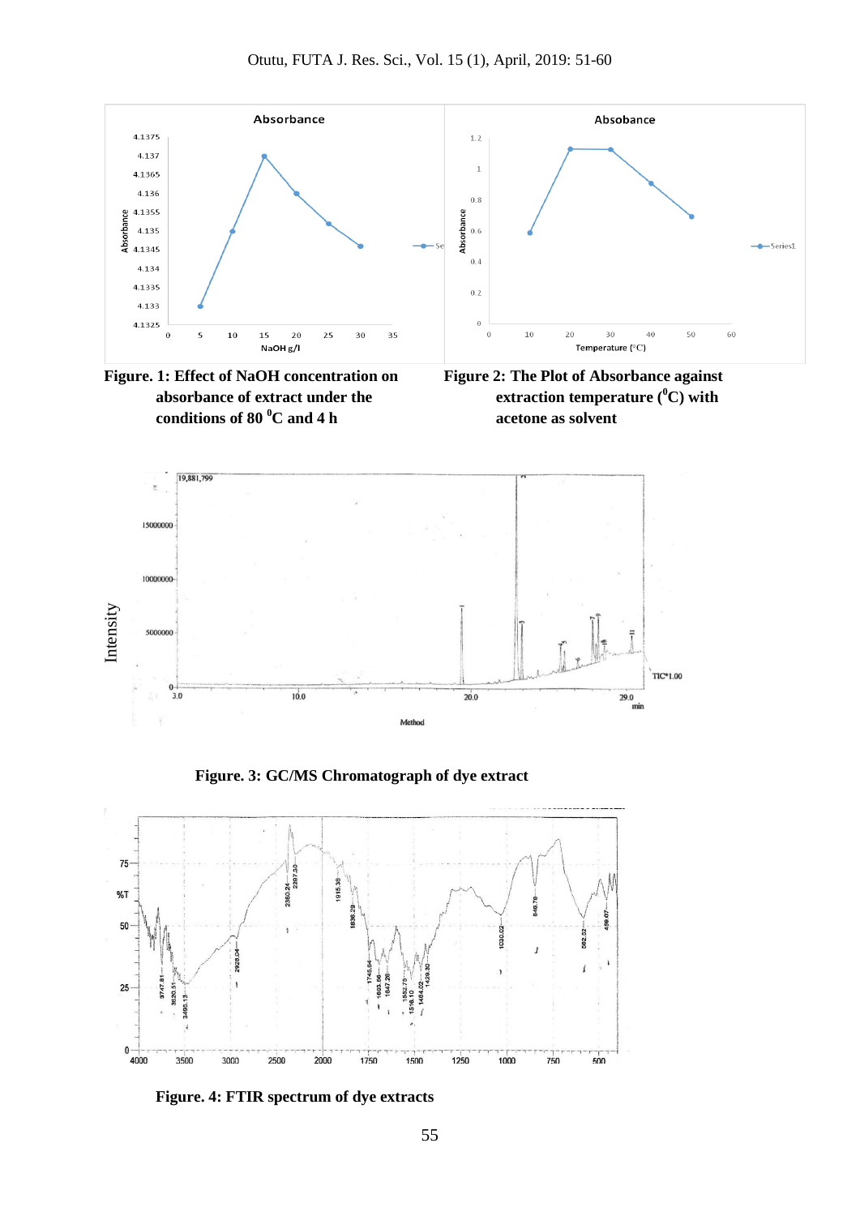**Figure. 1: Effect of NaOH concentration on absorbance of extract under the conditions of 80 $^0$C and 4 h**

**Figure 2: The Plot of Absorbance against extraction temperature ($^0$C) with acetone as solvent**

**Figure. 3: GC/MS Chromatograph of dye extract**

**Figure. 4: FTIR spectrum of dye extracts**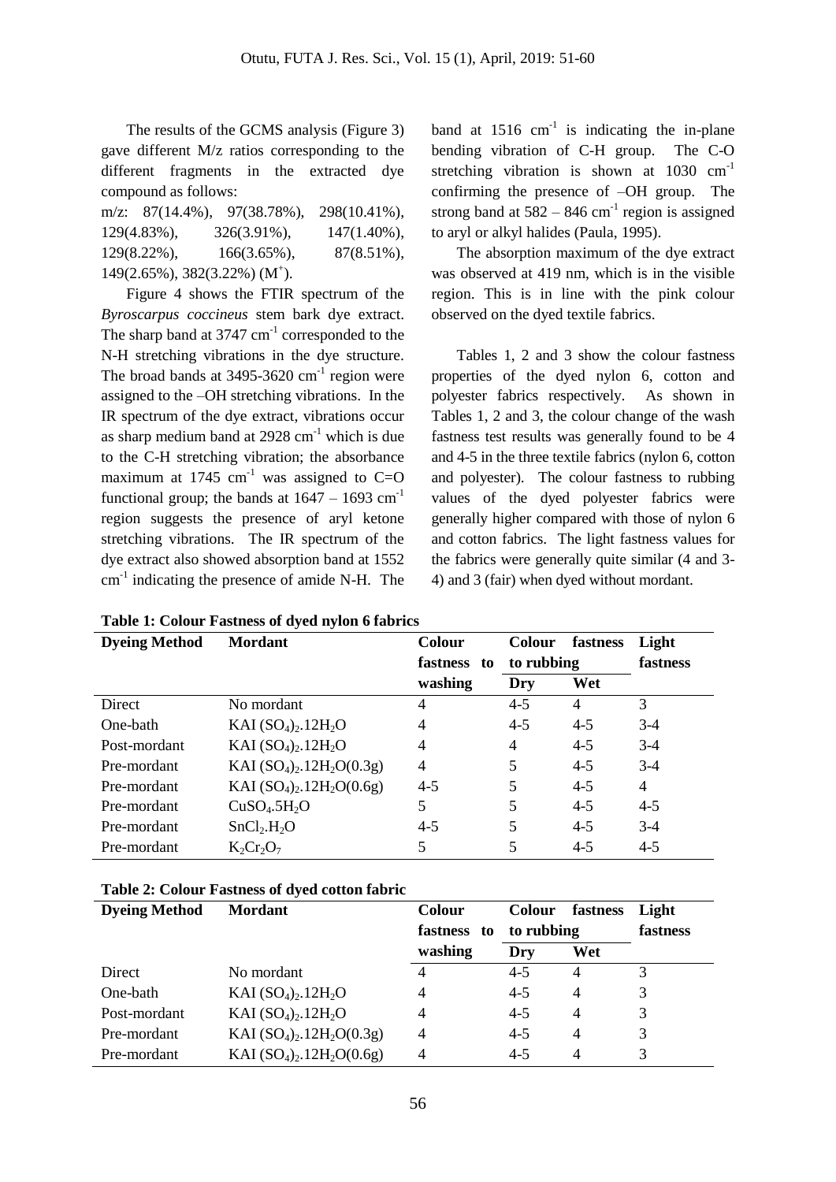The results of the GCMS analysis (Figure 3) gave different M/z ratios corresponding to the different fragments in the extracted dye compound as follows:

m/z: 87(14.4%), 97(38.78%), 298(10.41%), 129(4.83%), 326(3.91%), 147(1.40%), 129(8.22%), 166(3.65%), 87(8.51%), 149(2.65%), 382(3.22%) ($M^+$).

Figure 4 shows the FTIR spectrum of the *Byroscarpus coccineus* stem bark dye extract. The sharp band at 3747 $cm^{-1}$ corresponded to the N-H stretching vibrations in the dye structure. The broad bands at 3495-3620 $cm^{-1}$ region were assigned to the –OH stretching vibrations. In the IR spectrum of the dye extract, vibrations occur as sharp medium band at 2928 $cm^{-1}$ which is due to the C-H stretching vibration; the absorbance maximum at 1745 $cm^{-1}$ was assigned to C=O functional group; the bands at 1647 – 1693 $cm^{-1}$ region suggests the presence of aryl ketone stretching vibrations. The IR spectrum of the dye extract also showed absorption band at 1552 $cm^{-1}$ indicating the presence of amide N-H. The band at 1516 $cm^{-1}$ is indicating the in-plane bending vibration of C-H group. The C-O stretching vibration is shown at 1030 $cm^{-1}$ confirming the presence of –OH group. The strong band at 582 – 846 $cm^{-1}$ region is assigned to aryl or alkyl halides (Paula, 1995).

The absorption maximum of the dye extract was observed at 419 nm, which is in the visible region. This is in line with the pink colour observed on the dyed textile fabrics.

Tables 1, 2 and 3 show the colour fastness properties of the dyed nylon 6, cotton and polyester fabrics respectively. As shown in Tables 1, 2 and 3, the colour change of the wash fastness test results was generally found to be 4 and 4-5 in the three textile fabrics (nylon 6, cotton and polyester). The colour fastness to rubbing values of the dyed polyester fabrics were generally higher compared with those of nylon 6 and cotton fabrics. The light fastness values for the fabrics were generally quite similar (4 and 3-4) and 3 (fair) when dyed without mordant.

**Table 1: Colour Fastness of dyed nylon 6 fabrics**

| Dyeing Method | Mordant | Colour fastness to washing | Colour fastness to rubbing | | Light fastness |
|---|---|---|---|---|---|
| | | | Dry | Wet | |
| Direct | No mordant | 4 | 4-5 | 4 | 3 |
| One-bath | $KAl(SO_4)_2.12H_2O$ | 4 | 4-5 | 4-5 | 3-4 |
| Post-mordant | $KAl(SO_4)_2.12H_2O$ | 4 | 4 | 4-5 | 3-4 |
| Pre-mordant | $KAl(SO_4)_2.12H_2O$(0.3g) | 4 | 5 | 4-5 | 3-4 |
| Pre-mordant | $KAl(SO_4)_2.12H_2O$(0.6g) | 4-5 | 5 | 4-5 | 4 |
| Pre-mordant | $CuSO_4.5H_2O$ | 5 | 5 | 4-5 | 4-5 |
| Pre-mordant | $SnCl_2.H_2O$ | 4-5 | 5 | 4-5 | 3-4 |
| Pre-mordant | $K_2Cr_2O_7$ | 5 | 5 | 4-5 | 4-5 |

**Table 2: Colour Fastness of dyed cotton fabric**

| Dyeing Method | Mordant | Colour fastness to washing | Colour fastness to rubbing | | Light fastness |
|---|---|---|---|---|---|
| | | | Dry | Wet | |
| Direct | No mordant | 4 | 4-5 | 4 | 3 |
| One-bath | $KAl(SO_4)_2.12H_2O$ | 4 | 4-5 | 4 | 3 |
| Post-mordant | $KAl(SO_4)_2.12H_2O$ | 4 | 4-5 | 4 | 3 |
| Pre-mordant | $KAl(SO_4)_2.12H_2O$(0.3g) | 4 | 4-5 | 4 | 3 |
| Pre-mordant | $KAl(SO_4)_2.12H_2O$(0.6g) | 4 | 4-5 | 4 | 3 |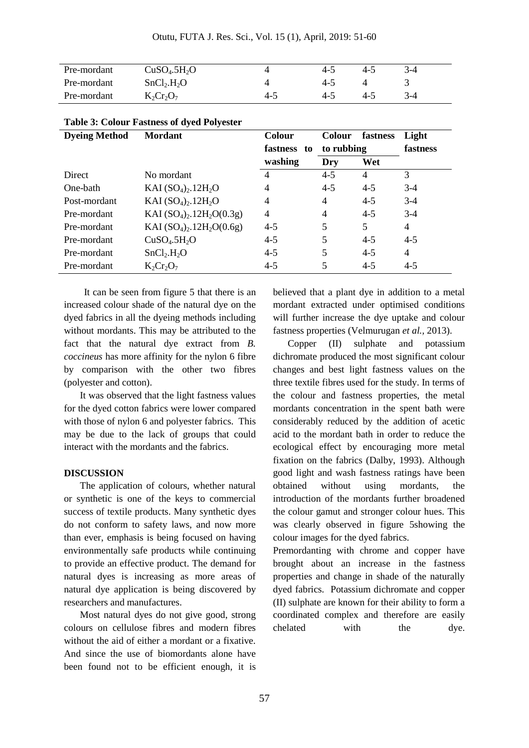| Pre-mordant | $CuSO_4.5H_2O$ | 4 | 4-5 | 4-5 | 3-4 |
|---|---|---|---|---|---|
| Pre-mordant | $SnCl_2.H_2O$ | 4 | 4-5 | 4 | 3 |
| Pre-mordant | $K_2Cr_2O_7$ | 4-5 | 4-5 | 4-5 | 3-4 |

**Table 3: Colour Fastness of dyed Polyester**

| Dyeing Method | Mordant | Colour fastness to washing | Colour fastness to rubbing | | Light fastness |
|---|---|---|---|---|---|
| | | | Dry | Wet | |
| Direct | No mordant | 4 | 4-5 | 4 | 3 |
| One-bath | $KAI(SO_4)_2.12H_2O$ | 4 | 4-5 | 4-5 | 3-4 |
| Post-mordant | $KAI(SO_4)_2.12H_2O$ | 4 | 4 | 4-5 | 3-4 |
| Pre-mordant | $KAI(SO_4)_2.12H_2O$(0.3g) | 4 | 4 | 4-5 | 3-4 |
| Pre-mordant | $KAI(SO_4)_2.12H_2O$(0.6g) | 4-5 | 5 | 5 | 4 |
| Pre-mordant | $CuSO_4.5H_2O$ | 4-5 | 5 | 4-5 | 4-5 |
| Pre-mordant | $SnCl_2.H_2O$ | 4-5 | 5 | 4-5 | 4 |
| Pre-mordant | $K_2Cr_2O_7$ | 4-5 | 5 | 4-5 | 4-5 |

It can be seen from figure 5 that there is an increased colour shade of the natural dye on the dyed fabrics in all the dyeing methods including without mordants. This may be attributed to the fact that the natural dye extract from *B. coccineus* has more affinity for the nylon 6 fibre by comparison with the other two fibres (polyester and cotton).

It was observed that the light fastness values for the dyed cotton fabrics were lower compared with those of nylon 6 and polyester fabrics. This may be due to the lack of groups that could interact with the mordants and the fabrics.

## DISCUSSION

The application of colours, whether natural or synthetic is one of the keys to commercial success of textile products. Many synthetic dyes do not conform to safety laws, and now more than ever, emphasis is being focused on having environmentally safe products while continuing to provide an effective product. The demand for natural dyes is increasing as more areas of natural dye application is being discovered by researchers and manufactures.

Most natural dyes do not give good, strong colours on cellulose fibres and modern fibres without the aid of either a mordant or a fixative. And since the use of biomordants alone have been found not to be efficient enough, it is believed that a plant dye in addition to a metal mordant extracted under optimised conditions will further increase the dye uptake and colour fastness properties (Velmurugan *et al.,* 2013).

Copper (II) sulphate and potassium dichromate produced the most significant colour changes and best light fastness values on the three textile fibres used for the study. In terms of the colour and fastness properties, the metal mordants concentration in the spent bath were considerably reduced by the addition of acetic acid to the mordant bath in order to reduce the ecological effect by encouraging more metal fixation on the fabrics (Dalby, 1993). Although good light and wash fastness ratings have been obtained without using mordants, the introduction of the mordants further broadened the colour gamut and stronger colour hues. This was clearly observed in figure 5showing the colour images for the dyed fabrics.

Premordanting with chrome and copper have brought about an increase in the fastness properties and change in shade of the naturally dyed fabrics. Potassium dichromate and copper (II) sulphate are known for their ability to form a coordinated complex and therefore are easily chelated with the dye.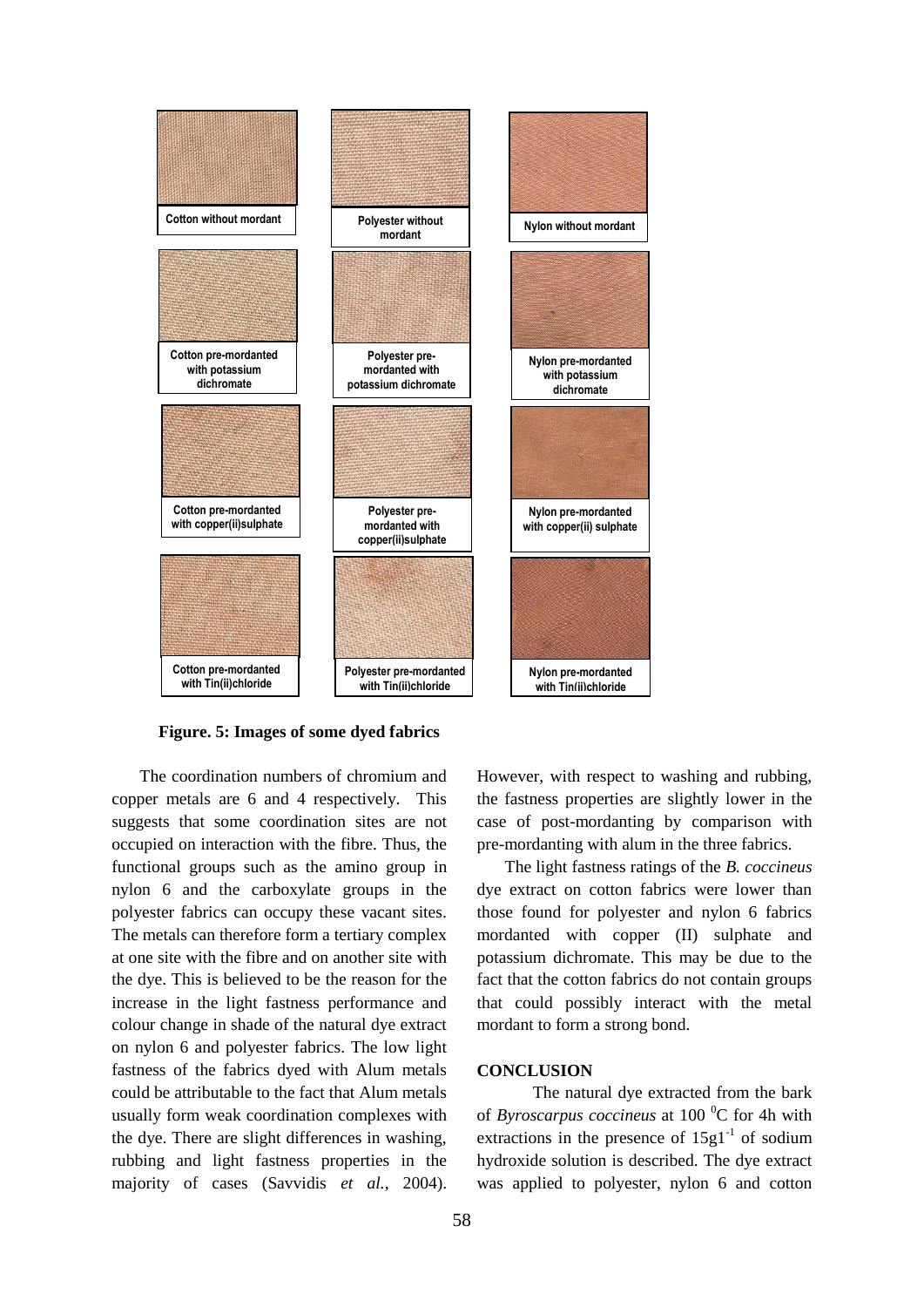Cotton without mordant

Polyester without mordant

Nylon without mordant

Cotton pre-mordanted with potassium dichromate

Polyester pre-mordanted with potassium dichromate

Nylon pre-mordanted with potassium dichromate

Cotton pre-mordanted with copper(ii)sulphate

Polyester pre-mordanted with copper(ii)sulphate

Nylon pre-mordanted with copper(ii) sulphate

Cotton pre-mordanted with Tin(ii)chloride

Polyester pre-mordanted with Tin(ii)chloride

Nylon pre-mordanted with Tin(ii)chloride

**Figure. 5: Images of some dyed fabrics**

The coordination numbers of chromium and copper metals are 6 and 4 respectively. This suggests that some coordination sites are not occupied on interaction with the fibre. Thus, the functional groups such as the amino group in nylon 6 and the carboxylate groups in the polyester fabrics can occupy these vacant sites. The metals can therefore form a tertiary complex at one site with the fibre and on another site with the dye. This is believed to be the reason for the increase in the light fastness performance and colour change in shade of the natural dye extract on nylon 6 and polyester fabrics. The low light fastness of the fabrics dyed with Alum metals could be attributable to the fact that Alum metals usually form weak coordination complexes with the dye. There are slight differences in washing, rubbing and light fastness properties in the majority of cases (Savvidis *et al.,* 2004). However, with respect to washing and rubbing, the fastness properties are slightly lower in the case of post-mordanting by comparison with pre-mordanting with alum in the three fabrics.

The light fastness ratings of the *B. coccineus* dye extract on cotton fabrics were lower than those found for polyester and nylon 6 fabrics mordanted with copper (II) sulphate and potassium dichromate. This may be due to the fact that the cotton fabrics do not contain groups that could possibly interact with the metal mordant to form a strong bond.

## CONCLUSION

The natural dye extracted from the bark of *Byroscarpus coccineus* at 100 $^0$C for 4h with extractions in the presence of $15gl^{-1}$ of sodium hydroxide solution is described. The dye extract was applied to polyester, nylon 6 and cotton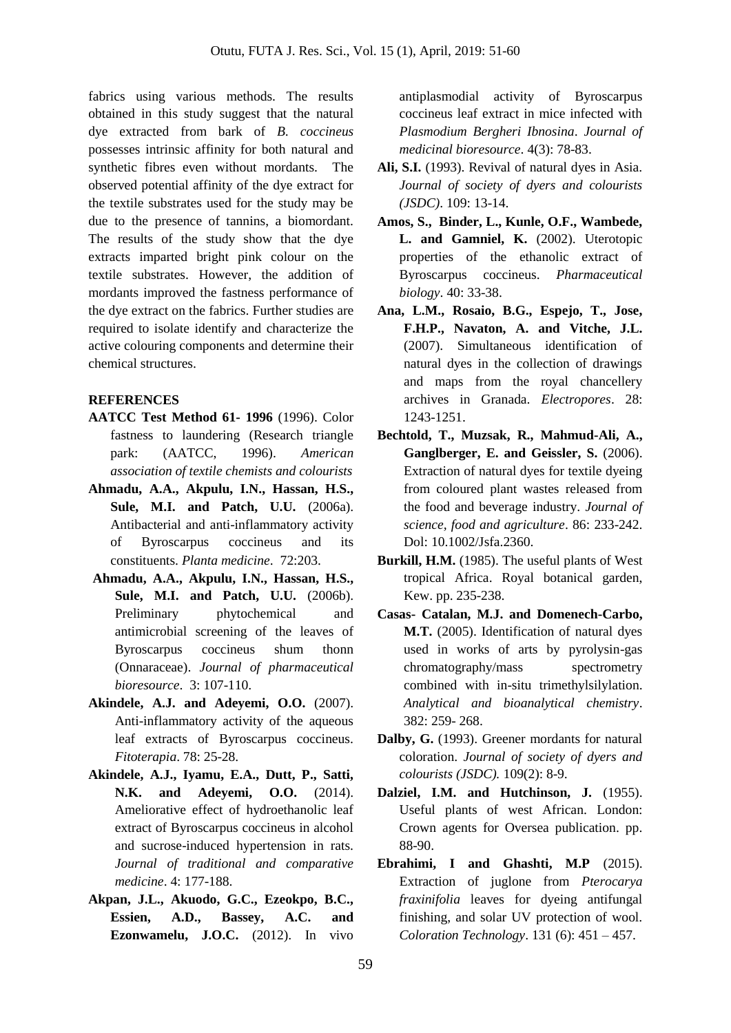fabrics using various methods. The results obtained in this study suggest that the natural dye extracted from bark of *B. coccineus* possesses intrinsic affinity for both natural and synthetic fibres even without mordants. The observed potential affinity of the dye extract for the textile substrates used for the study may be due to the presence of tannins, a biomordant. The results of the study show that the dye extracts imparted bright pink colour on the textile substrates. However, the addition of mordants improved the fastness performance of the dye extract on the fabrics. Further studies are required to isolate identify and characterize the active colouring components and determine their chemical structures.

**REFERENCES**

**AATCC Test Method 61- 1996** (1996). Color fastness to laundering (Research triangle park: (AATCC, 1996). *American association of textile chemists and colourists*

**Ahmadu, A.A., Akpulu, I.N., Hassan, H.S., Sule, M.I. and Patch, U.U.** (2006a). Antibacterial and anti-inflammatory activity of Byroscarpus coccineus and its constituents. *Planta medicine*. 72:203.

**Ahmadu, A.A., Akpulu, I.N., Hassan, H.S., Sule, M.I. and Patch, U.U.** (2006b). Preliminary phytochemical and antimicrobial screening of the leaves of Byroscarpus coccineus shum thonn (Onnaraceae). *Journal of pharmaceutical bioresource*. 3: 107-110.

**Akindele, A.J. and Adeyemi, O.O.** (2007). Anti-inflammatory activity of the aqueous leaf extracts of Byroscarpus coccineus. *Fitoterapia*. 78: 25-28.

**Akindele, A.J., Iyamu, E.A., Dutt, P., Satti, N.K. and Adeyemi, O.O.** (2014). Ameliorative effect of hydroethanolic leaf extract of Byroscarpus coccineus in alcohol and sucrose-induced hypertension in rats. *Journal of traditional and comparative medicine*. 4: 177-188.

**Akpan, J.L., Akuodo, G.C., Ezeokpo, B.C., Essien, A.D., Bassey, A.C. and Ezonwamelu, J.O.C.** (2012). In vivo antiplasmodial activity of Byroscarpus coccineus leaf extract in mice infected with *Plasmodium Bergheri Ibnosina*. *Journal of medicinal bioresource*. 4(3): 78-83.

**Ali, S.I.** (1993). Revival of natural dyes in Asia. *Journal of society of dyers and colourists (JSDC)*. 109: 13-14.

**Amos, S., Binder, L., Kunle, O.F., Wambede, L. and Gamniel, K.** (2002). Uterotopic properties of the ethanolic extract of Byroscarpus coccineus. *Pharmaceutical biology*. 40: 33-38.

**Ana, L.M., Rosaio, B.G., Espejo, T., Jose, F.H.P., Navaton, A. and Vitche, J.L.** (2007). Simultaneous identification of natural dyes in the collection of drawings and maps from the royal chancellery archives in Granada. *Electropores*. 28: 1243-1251.

**Bechtold, T., Muzsak, R., Mahmud-Ali, A., Ganglberger, E. and Geissler, S.** (2006). Extraction of natural dyes for textile dyeing from coloured plant wastes released from the food and beverage industry. *Journal of science, food and agriculture*. 86: 233-242. Dol: 10.1002/Jsfa.2360.

**Burkill, H.M.** (1985). The useful plants of West tropical Africa. Royal botanical garden, Kew. pp. 235-238.

**Casas- Catalan, M.J. and Domenech-Carbo, M.T.** (2005). Identification of natural dyes used in works of arts by pyrolysin-gas chromatography/mass spectrometry combined with in-situ trimethylsilylation. *Analytical and bioanalytical chemistry*. 382: 259- 268.

**Dalby, G.** (1993). Greener mordants for natural coloration. *Journal of society of dyers and colourists (JSDC).* 109(2): 8-9.

**Dalziel, I.M. and Hutchinson, J.** (1955). Useful plants of west African. London: Crown agents for Oversea publication. pp. 88-90.

**Ebrahimi, I and Ghashti, M.P** (2015). Extraction of juglone from *Pterocarya fraxinifolia* leaves for dyeing antifungal finishing, and solar UV protection of wool. *Coloration Technology*. 131 (6): 451 – 457.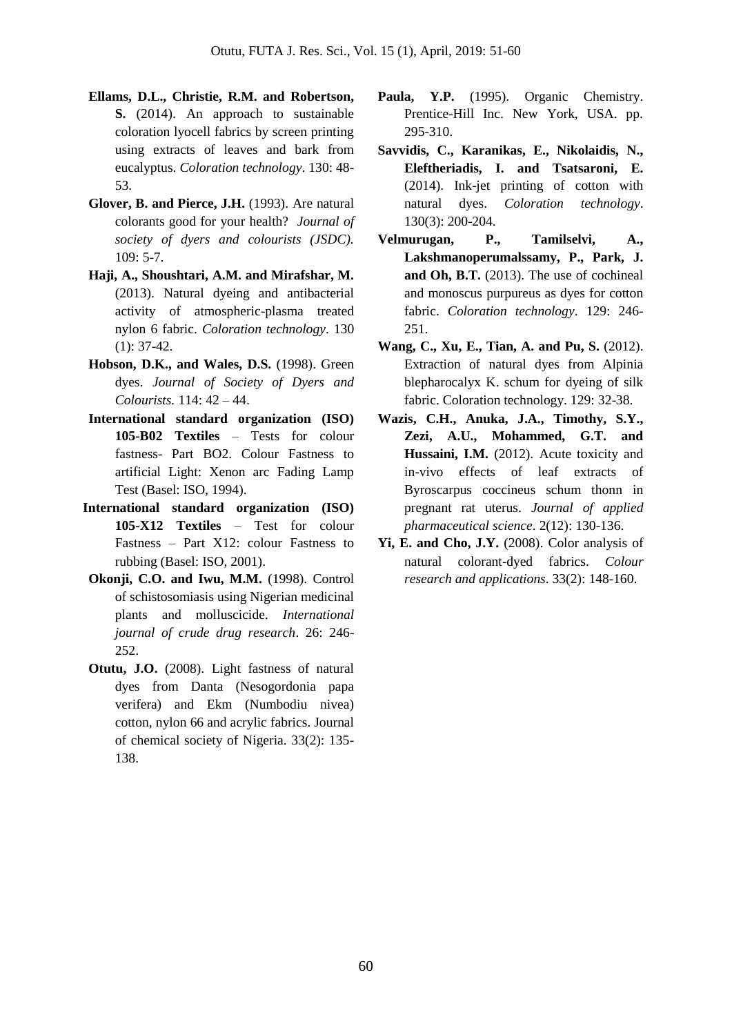**Ellams, D.L., Christie, R.M. and Robertson, S.** (2014). An approach to sustainable coloration lyocell fabrics by screen printing using extracts of leaves and bark from eucalyptus. *Coloration technology*. 130: 48-53.

**Glover, B. and Pierce, J.H.** (1993). Are natural colorants good for your health? *Journal of society of dyers and colourists (JSDC).* 109: 5-7.

**Haji, A., Shoushtari, A.M. and Mirafshar, M.** (2013). Natural dyeing and antibacterial activity of atmospheric-plasma treated nylon 6 fabric. *Coloration technology*. 130 (1): 37-42.

**Hobson, D.K., and Wales, D.S.** (1998). Green dyes. *Journal of Society of Dyers and Colourists.* 114: 42 – 44.

**International standard organization (ISO) 105-B02 Textiles** – Tests for colour fastness- Part BO2. Colour Fastness to artificial Light: Xenon arc Fading Lamp Test (Basel: ISO, 1994).

**International standard organization (ISO) 105-X12 Textiles** – Test for colour Fastness – Part X12: colour Fastness to rubbing (Basel: ISO, 2001).

**Okonji, C.O. and Iwu, M.M.** (1998). Control of schistosomiasis using Nigerian medicinal plants and molluscicide. *International journal of crude drug research*. 26: 246-252.

**Otutu, J.O.** (2008). Light fastness of natural dyes from Danta (Nesogordonia papa verifera) and Ekm (Numbodiu nivea) cotton, nylon 66 and acrylic fabrics. Journal of chemical society of Nigeria. 33(2): 135-138.

**Paula, Y.P.** (1995). Organic Chemistry. Prentice-Hill Inc. New York, USA. pp. 295-310.

**Savvidis, C., Karanikas, E., Nikolaidis, N., Eleftheriadis, I. and Tsatsaroni, E.** (2014). Ink-jet printing of cotton with natural dyes. *Coloration technology*. 130(3): 200-204.

**Velmurugan, P., Tamilselvi, A., Lakshmanoperumalssamy, P., Park, J. and Oh, B.T.** (2013). The use of cochineal and monoscus purpureus as dyes for cotton fabric. *Coloration technology*. 129: 246-251.

**Wang, C., Xu, E., Tian, A. and Pu, S.** (2012). Extraction of natural dyes from Alpinia blepharocalyx K. schum for dyeing of silk fabric. Coloration technology. 129: 32-38.

**Wazis, C.H., Anuka, J.A., Timothy, S.Y., Zezi, A.U., Mohammed, G.T. and Hussaini, I.M.** (2012). Acute toxicity and in-vivo effects of leaf extracts of Byroscarpus coccineus schum thonn in pregnant rat uterus. *Journal of applied pharmaceutical science*. 2(12): 130-136.

**Yi, E. and Cho, J.Y.** (2008). Color analysis of natural colorant-dyed fabrics. *Colour research and applications*. 33(2): 148-160.